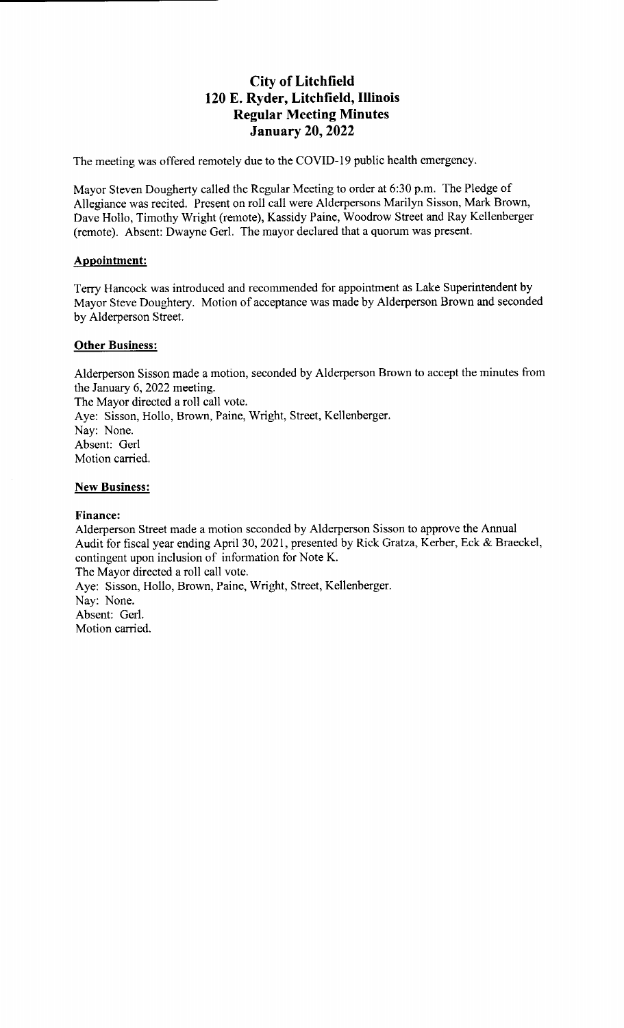# City of Litchfield
## 120 E. Ryder, Litchfield, Illinois
## Regular Meeting Minutes
## January 20, 2022

The meeting was offered remotely due to the COVID-19 public health emergency.

Mayor Steven Dougherty called the Regular Meeting to order at 6:30 p.m. The Pledge of Allegiance was recited. Present on roll call were Alderpersons Marilyn Sisson, Mark Brown, Dave Hollo, Timothy Wright (remote), Kassidy Paine, Woodrow Street and Ray Kellenberger (remote). Absent: Dwayne Gerl. The mayor declared that a quorum was present.

**Appointment:**

Terry Hancock was introduced and recommended for appointment as Lake Superintendent by Mayor Steve Doughtery. Motion of acceptance was made by Alderperson Brown and seconded by Alderperson Street.

**Other Business:**

Alderperson Sisson made a motion, seconded by Alderperson Brown to accept the minutes from the January 6, 2022 meeting.
The Mayor directed a roll call vote.
Aye: Sisson, Hollo, Brown, Paine, Wright, Street, Kellenberger.
Nay: None.
Absent: Gerl
Motion carried.

**New Business:**

**Finance:**
Alderperson Street made a motion seconded by Alderperson Sisson to approve the Annual Audit for fiscal year ending April 30, 2021, presented by Rick Gratza, Kerber, Eck & Braeckel, contingent upon inclusion of information for Note K.
The Mayor directed a roll call vote.
Aye: Sisson, Hollo, Brown, Paine, Wright, Street, Kellenberger.
Nay: None.
Absent: Gerl.
Motion carried.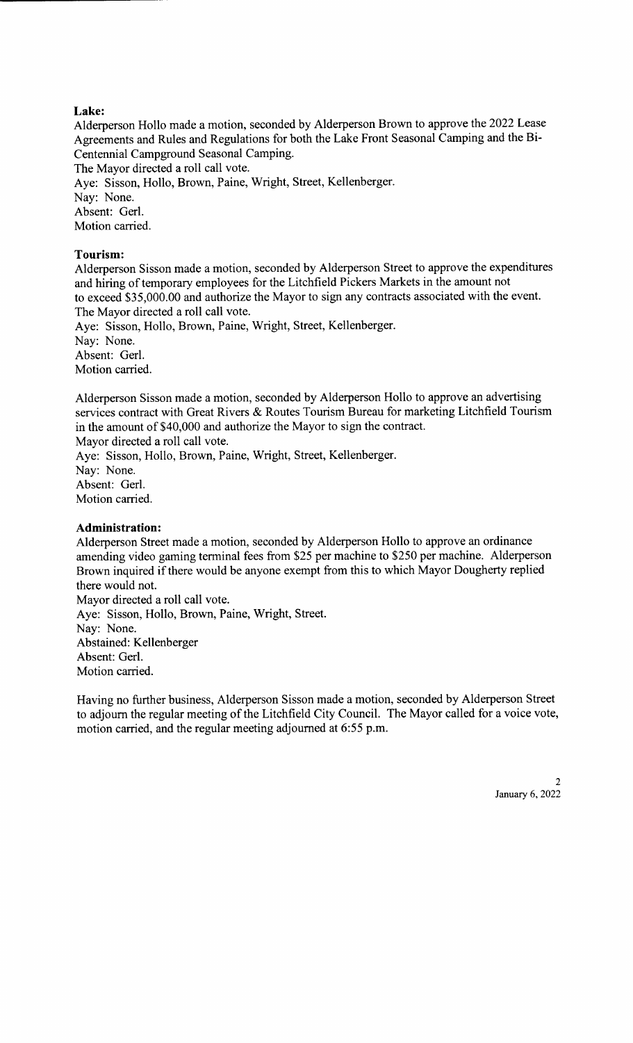**Lake:**
Alderperson Hollo made a motion, seconded by Alderperson Brown to approve the 2022 Lease Agreements and Rules and Regulations for both the Lake Front Seasonal Camping and the Bi-Centennial Campground Seasonal Camping.
The Mayor directed a roll call vote.
Aye: Sisson, Hollo, Brown, Paine, Wright, Street, Kellenberger.
Nay: None.
Absent: Gerl.
Motion carried.

**Tourism:**
Alderperson Sisson made a motion, seconded by Alderperson Street to approve the expenditures and hiring of temporary employees for the Litchfield Pickers Markets in the amount not to exceed $35,000.00 and authorize the Mayor to sign any contracts associated with the event.
The Mayor directed a roll call vote.
Aye: Sisson, Hollo, Brown, Paine, Wright, Street, Kellenberger.
Nay: None.
Absent: Gerl.
Motion carried.

Alderperson Sisson made a motion, seconded by Alderperson Hollo to approve an advertising services contract with Great Rivers & Routes Tourism Bureau for marketing Litchfield Tourism in the amount of $40,000 and authorize the Mayor to sign the contract.
Mayor directed a roll call vote.
Aye: Sisson, Hollo, Brown, Paine, Wright, Street, Kellenberger.
Nay: None.
Absent: Gerl.
Motion carried.

**Administration:**
Alderperson Street made a motion, seconded by Alderperson Hollo to approve an ordinance amending video gaming terminal fees from $25 per machine to $250 per machine. Alderperson Brown inquired if there would be anyone exempt from this to which Mayor Dougherty replied there would not.
Mayor directed a roll call vote.
Aye: Sisson, Hollo, Brown, Paine, Wright, Street.
Nay: None.
Abstained: Kellenberger
Absent: Gerl.
Motion carried.

Having no further business, Alderperson Sisson made a motion, seconded by Alderperson Street to adjourn the regular meeting of the Litchfield City Council. The Mayor called for a voice vote, motion carried, and the regular meeting adjourned at 6:55 p.m.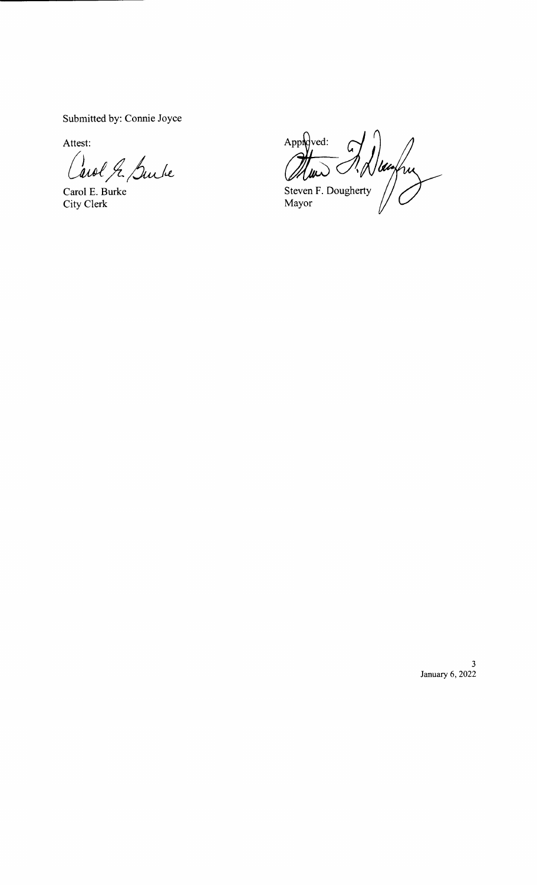Submitted by: Connie Joyce

Attest:

Carol E. Burke
City Clerk

Approved:

Steven F. Dougherty
Mayor

January 6, 2022